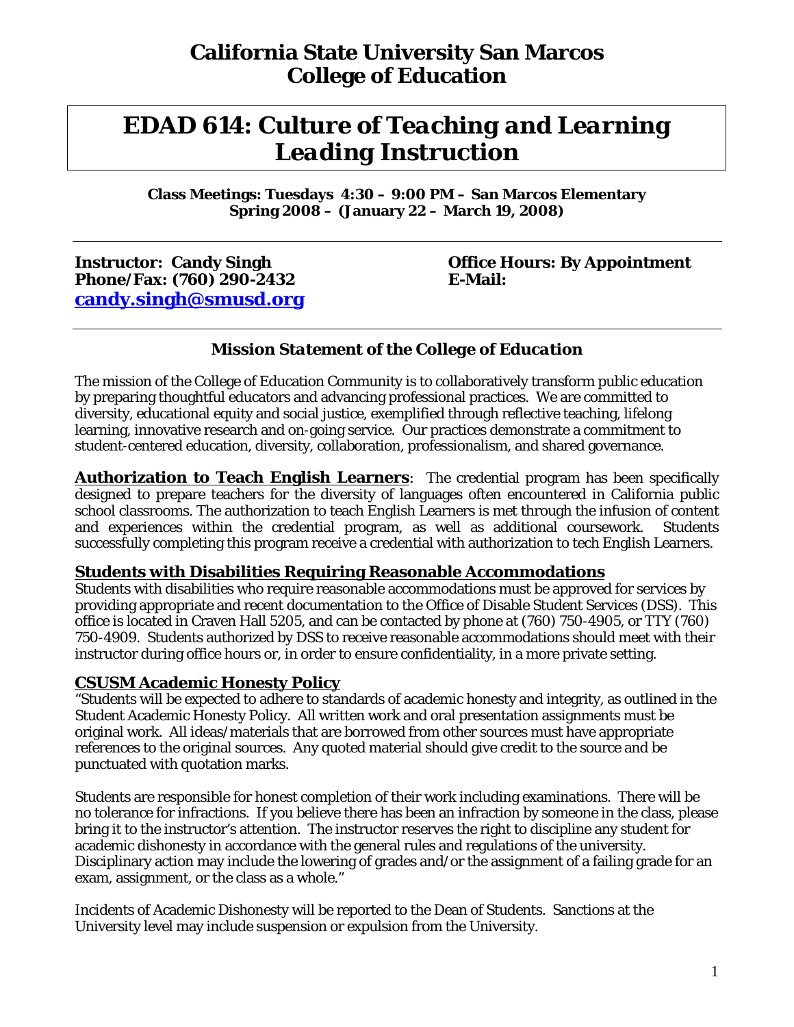# California State University San Marcos College of Education

# *EDAD 614: Culture of Teaching and Learning Leading Instruction*

**Class Meetings: Tuesdays 4:30 – 9:00 PM – San Marcos Elementary**
**Spring 2008 – (January 22 – March 19, 2008)**

---

**Instructor: Candy Singh**
**Phone/Fax: (760) 290-2432**
**[candy.singh@smusd.org](mailto:candy.singh@smusd.org)**

**Office Hours: By Appointment**
**E-Mail:**

---

### *Mission Statement of the College of Education*

The mission of the College of Education Community is to collaboratively transform public education by preparing thoughtful educators and advancing professional practices. We are committed to diversity, educational equity and social justice, exemplified through reflective teaching, lifelong learning, innovative research and on-going service. Our practices demonstrate a commitment to student-centered education, diversity, collaboration, professionalism, and shared governance.

**Authorization to Teach English Learners**: The credential program has been specifically designed to prepare teachers for the diversity of languages often encountered in California public school classrooms. The authorization to teach English Learners is met through the infusion of content and experiences within the credential program, as well as additional coursework. Students successfully completing this program receive a credential with authorization to tech English Learners.

### Students with Disabilities Requiring Reasonable Accommodations

Students with disabilities who require reasonable accommodations must be approved for services by providing appropriate and recent documentation to the Office of Disable Student Services (DSS). This office is located in Craven Hall 5205, and can be contacted by phone at (760) 750-4905, or TTY (760) 750-4909. Students authorized by DSS to receive reasonable accommodations should meet with their instructor during office hours or, in order to ensure confidentiality, in a more private setting.

### CSUSM Academic Honesty Policy

"Students will be expected to adhere to standards of academic honesty and integrity, as outlined in the Student Academic Honesty Policy. All written work and oral presentation assignments must be original work. All ideas/materials that are borrowed from other sources must have appropriate references to the original sources. Any quoted material should give credit to the source and be punctuated with quotation marks.

Students are responsible for honest completion of their work including examinations. There will be no tolerance for infractions. If you believe there has been an infraction by someone in the class, please bring it to the instructor's attention. The instructor reserves the right to discipline any student for academic dishonesty in accordance with the general rules and regulations of the university. Disciplinary action may include the lowering of grades and/or the assignment of a failing grade for an exam, assignment, or the class as a whole."

Incidents of Academic Dishonesty will be reported to the Dean of Students. Sanctions at the University level may include suspension or expulsion from the University.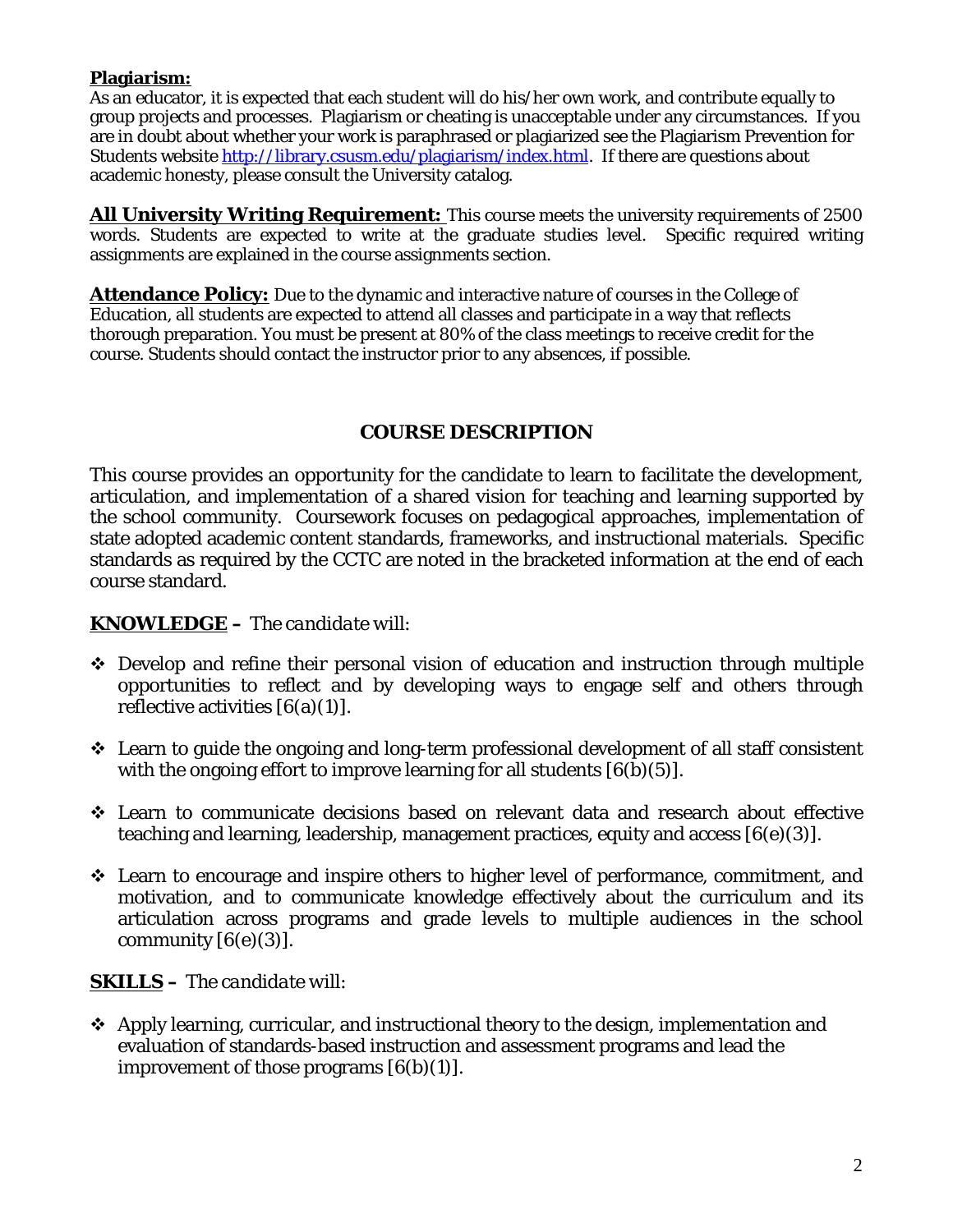**Plagiarism:**
As an educator, it is expected that each student will do his/her own work, and contribute equally to group projects and processes. Plagiarism or cheating is unacceptable under any circumstances. If you are in doubt about whether your work is paraphrased or plagiarized see the Plagiarism Prevention for Students website http://library.csusm.edu/plagiarism/index.html. If there are questions about academic honesty, please consult the University catalog.

**All University Writing Requirement:** This course meets the university requirements of 2500 words. Students are expected to write at the graduate studies level. Specific required writing assignments are explained in the course assignments section.

**Attendance Policy:** Due to the dynamic and interactive nature of courses in the College of Education, all students are expected to attend all classes and participate in a way that reflects thorough preparation. You must be present at 80% of the class meetings to receive credit for the course. Students should contact the instructor prior to any absences, if possible.

## COURSE DESCRIPTION

This course provides an opportunity for the candidate to learn to facilitate the development, articulation, and implementation of a shared vision for teaching and learning supported by the school community. Coursework focuses on pedagogical approaches, implementation of state adopted academic content standards, frameworks, and instructional materials. Specific standards as required by the CCTC are noted in the bracketed information at the end of each course standard.

***KNOWLEDGE*** **–** *The candidate will:*

- Develop and refine their personal vision of education and instruction through multiple opportunities to reflect and by developing ways to engage self and others through reflective activities [6(a)(1)].
- Learn to guide the ongoing and long-term professional development of all staff consistent with the ongoing effort to improve learning for all students [6(b)(5)].
- Learn to communicate decisions based on relevant data and research about effective teaching and learning, leadership, management practices, equity and access [6(e)(3)].
- Learn to encourage and inspire others to higher level of performance, commitment, and motivation, and to communicate knowledge effectively about the curriculum and its articulation across programs and grade levels to multiple audiences in the school community [6(e)(3)].

***SKILLS*** **–** *The candidate will:*

- Apply learning, curricular, and instructional theory to the design, implementation and evaluation of standards-based instruction and assessment programs and lead the improvement of those programs [6(b)(1)].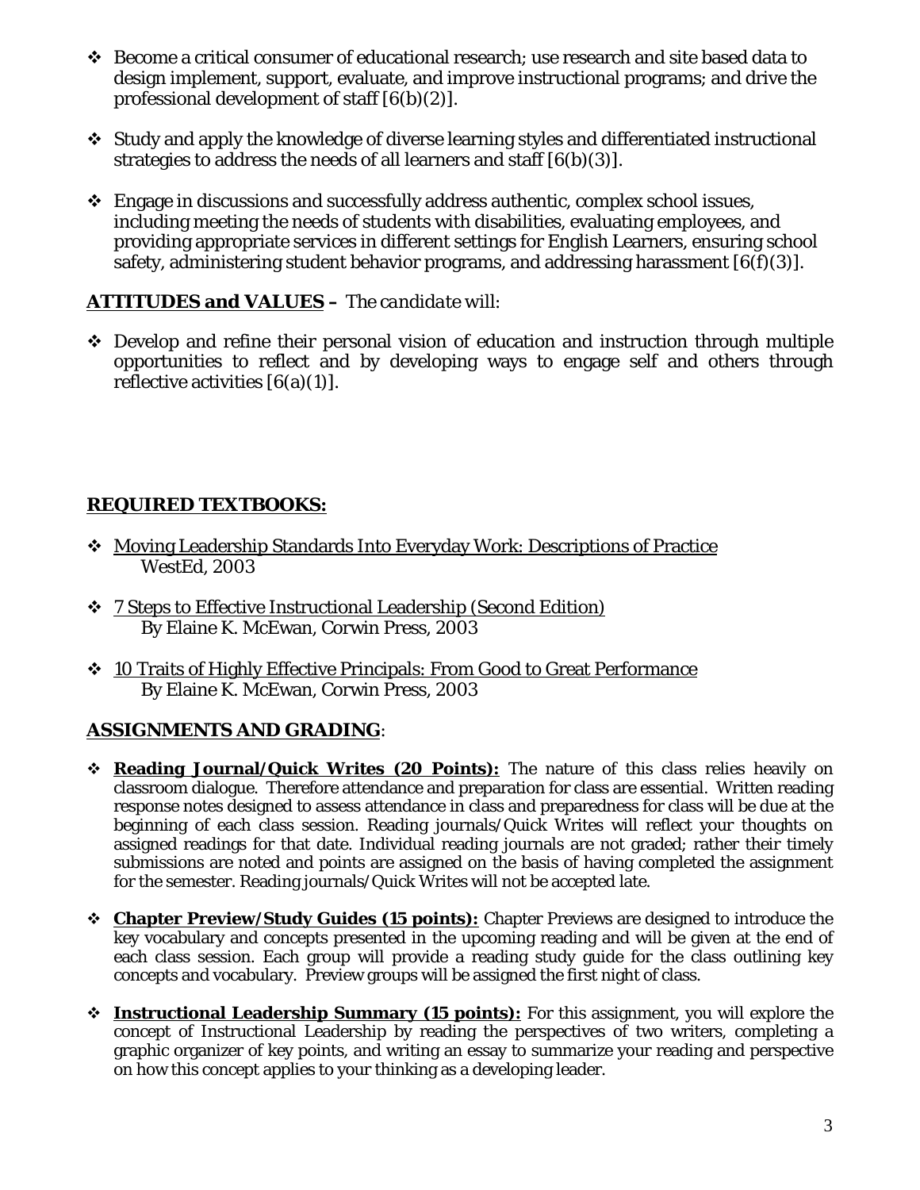- Become a critical consumer of educational research; use research and site based data to design implement, support, evaluate, and improve instructional programs; and drive the professional development of staff [6(b)(2)].

- Study and apply the knowledge of diverse learning styles and differentiated instructional strategies to address the needs of all learners and staff [6(b)(3)].

- Engage in discussions and successfully address authentic, complex school issues, including meeting the needs of students with disabilities, evaluating employees, and providing appropriate services in different settings for English Learners, ensuring school safety, administering student behavior programs, and addressing harassment [6(f)(3)].

**ATTITUDES and VALUES –** *The candidate will:*

- Develop and refine their personal vision of education and instruction through multiple opportunities to reflect and by developing ways to engage self and others through reflective activities [6(a)(1)].

## REQUIRED TEXTBOOKS:

- Moving Leadership Standards Into Everyday Work: Descriptions of Practice
  WestEd, 2003

- 7 Steps to Effective Instructional Leadership (Second Edition)
  By Elaine K. McEwan, Corwin Press, 2003

- 10 Traits of Highly Effective Principals: From Good to Great Performance
  By Elaine K. McEwan, Corwin Press, 2003

## ASSIGNMENTS AND GRADING:

- **Reading Journal/Quick Writes (20 Points):** The nature of this class relies heavily on classroom dialogue. Therefore attendance and preparation for class are essential. Written reading response notes designed to assess attendance in class and preparedness for class will be due at the beginning of each class session. Reading journals/Quick Writes will reflect your thoughts on assigned readings for that date. Individual reading journals are not graded; rather their timely submissions are noted and points are assigned on the basis of having completed the assignment for the semester. Reading journals/Quick Writes will not be accepted late.

- **Chapter Preview/Study Guides (15 points):** Chapter Previews are designed to introduce the key vocabulary and concepts presented in the upcoming reading and will be given at the end of each class session. Each group will provide a reading study guide for the class outlining key concepts and vocabulary. Preview groups will be assigned the first night of class.

- **Instructional Leadership Summary (15 points):** For this assignment, you will explore the concept of Instructional Leadership by reading the perspectives of two writers, completing a graphic organizer of key points, and writing an essay to summarize your reading and perspective on how this concept applies to your thinking as a developing leader.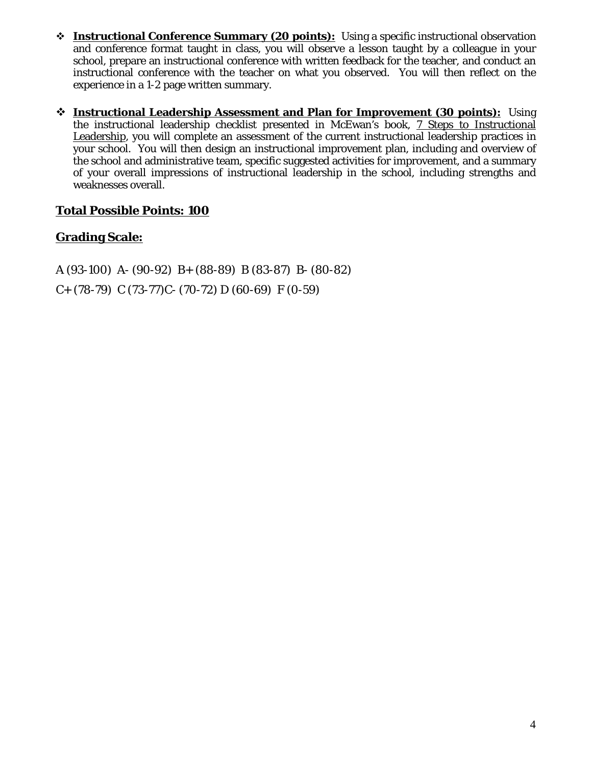- **Instructional Conference Summary (20 points):** Using a specific instructional observation and conference format taught in class, you will observe a lesson taught by a colleague in your school, prepare an instructional conference with written feedback for the teacher, and conduct an instructional conference with the teacher on what you observed. You will then reflect on the experience in a 1-2 page written summary.

- **Instructional Leadership Assessment and Plan for Improvement (30 points):** Using the instructional leadership checklist presented in McEwan's book, 7 Steps to Instructional Leadership, you will complete an assessment of the current instructional leadership practices in your school. You will then design an instructional improvement plan, including and overview of the school and administrative team, specific suggested activities for improvement, and a summary of your overall impressions of instructional leadership in the school, including strengths and weaknesses overall.

## Total Possible Points: 100

## Grading Scale:

A (93-100) A- (90-92) B+ (88-89) B (83-87) B- (80-82)

C+ (78-79) C (73-77)C- (70-72) D (60-69) F (0-59)